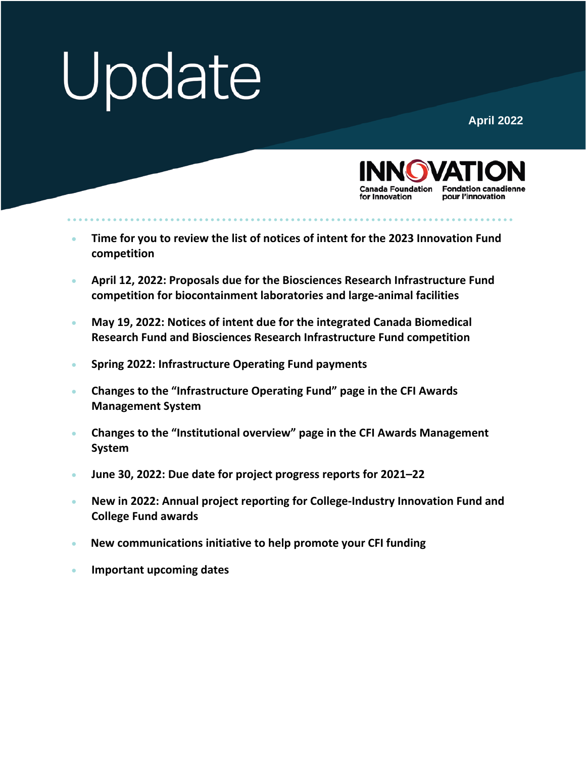# Update

April 2022

INNOVATION
Canada Foundation for Innovation | Fondation canadienne pour l'innovation

- **Time for you to review the list of notices of intent for the 2023 Innovation Fund competition**
- **April 12, 2022: Proposals due for the Biosciences Research Infrastructure Fund competition for biocontainment laboratories and large-animal facilities**
- **May 19, 2022: Notices of intent due for the integrated Canada Biomedical Research Fund and Biosciences Research Infrastructure Fund competition**
- **Spring 2022: Infrastructure Operating Fund payments**
- **Changes to the "Infrastructure Operating Fund" page in the CFI Awards Management System**
- **Changes to the "Institutional overview" page in the CFI Awards Management System**
- **June 30, 2022: Due date for project progress reports for 2021–22**
- **New in 2022: Annual project reporting for College-Industry Innovation Fund and College Fund awards**
- **New communications initiative to help promote your CFI funding**
- **Important upcoming dates**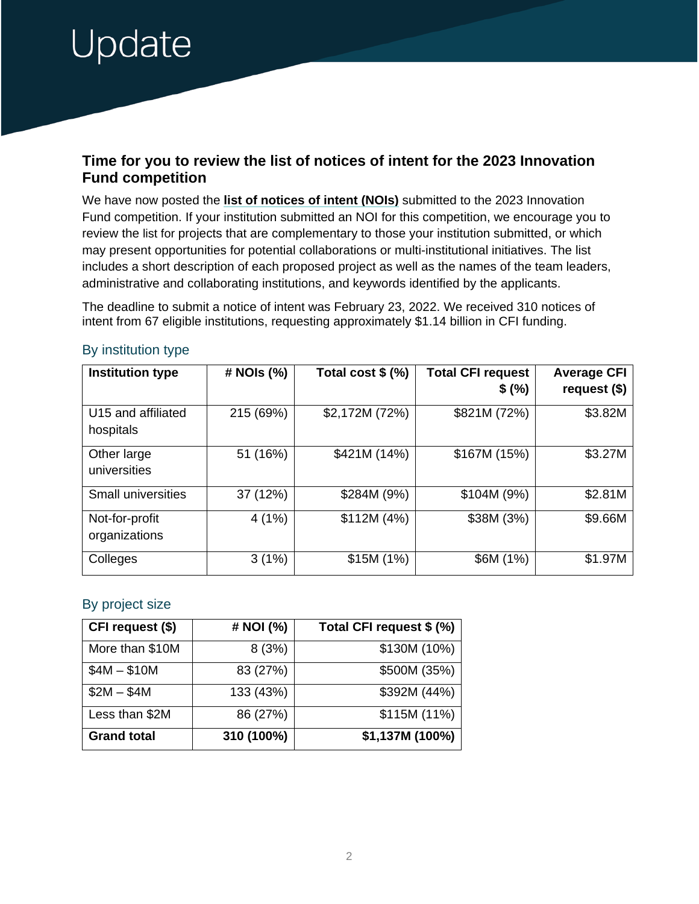# Update

## Time for you to review the list of notices of intent for the 2023 Innovation Fund competition

We have now posted the **list of notices of intent (NOIs)** submitted to the 2023 Innovation Fund competition. If your institution submitted an NOI for this competition, we encourage you to review the list for projects that are complementary to those your institution submitted, or which may present opportunities for potential collaborations or multi-institutional initiatives. The list includes a short description of each proposed project as well as the names of the team leaders, administrative and collaborating institutions, and keywords identified by the applicants.

The deadline to submit a notice of intent was February 23, 2022. We received 310 notices of intent from 67 eligible institutions, requesting approximately $1.14 billion in CFI funding.

### By institution type

| Institution type | # NOIs (%) | Total cost $ (%) | Total CFI request $ (%) | Average CFI request ($) |
|---|---|---|---|---|
| U15 and affiliated hospitals | 215 (69%) | $2,172M (72%) | $821M (72%) | $3.82M |
| Other large universities | 51 (16%) | $421M (14%) | $167M (15%) | $3.27M |
| Small universities | 37 (12%) | $284M (9%) | $104M (9%) | $2.81M |
| Not-for-profit organizations | 4 (1%) | $112M (4%) | $38M (3%) | $9.66M |
| Colleges | 3 (1%) | $15M (1%) | $6M (1%) | $1.97M |

### By project size

| CFI request ($) | # NOI (%) | Total CFI request $ (%) |
|---|---|---|
| More than $10M | 8 (3%) | $130M (10%) |
| $4M – $10M | 83 (27%) | $500M (35%) |
| $2M – $4M | 133 (43%) | $392M (44%) |
| Less than $2M | 86 (27%) | $115M (11%) |
| **Grand total** | **310 (100%)** | **$1,137M (100%)** |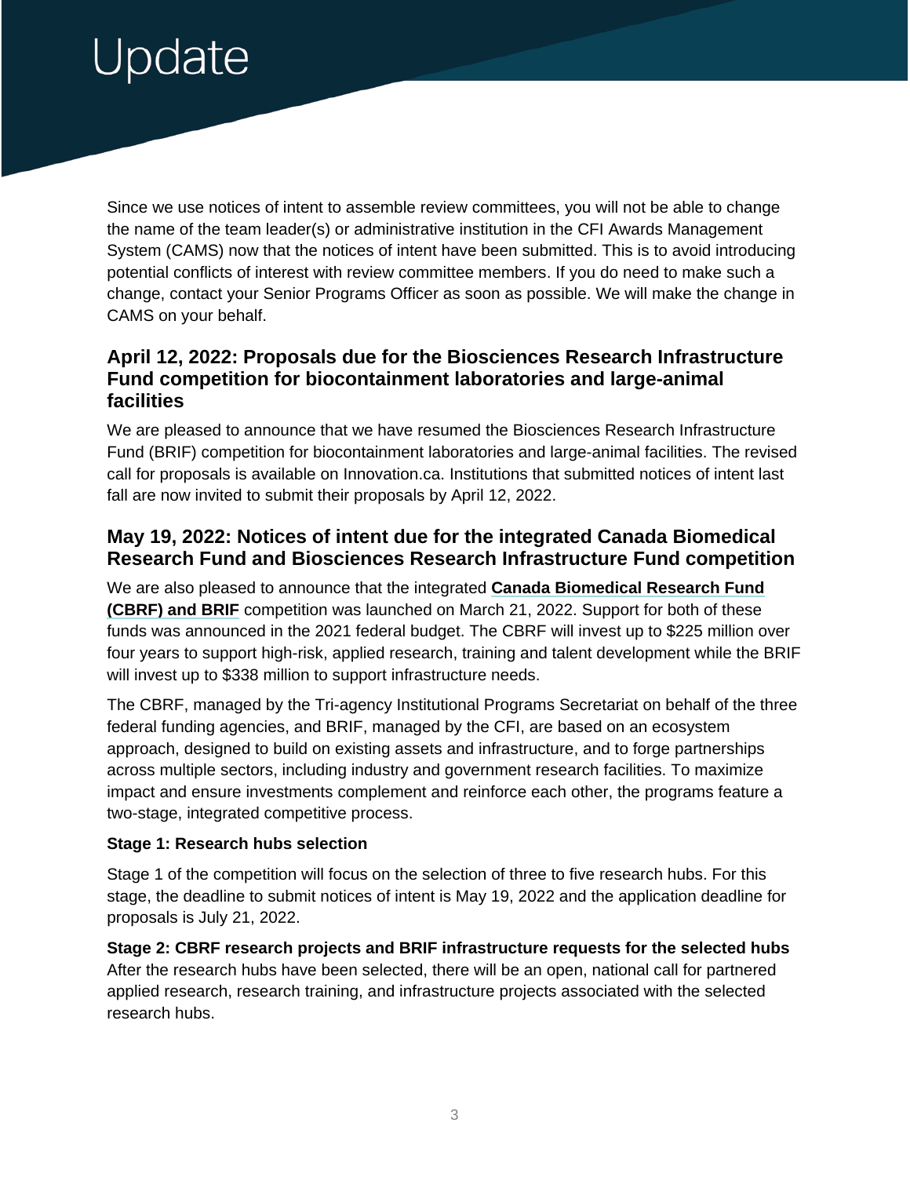Since we use notices of intent to assemble review committees, you will not be able to change the name of the team leader(s) or administrative institution in the CFI Awards Management System (CAMS) now that the notices of intent have been submitted. This is to avoid introducing potential conflicts of interest with review committee members. If you do need to make such a change, contact your Senior Programs Officer as soon as possible. We will make the change in CAMS on your behalf.

## April 12, 2022: Proposals due for the Biosciences Research Infrastructure Fund competition for biocontainment laboratories and large-animal facilities

We are pleased to announce that we have resumed the Biosciences Research Infrastructure Fund (BRIF) competition for biocontainment laboratories and large-animal facilities. The revised call for proposals is available on Innovation.ca. Institutions that submitted notices of intent last fall are now invited to submit their proposals by April 12, 2022.

## May 19, 2022: Notices of intent due for the integrated Canada Biomedical Research Fund and Biosciences Research Infrastructure Fund competition

We are also pleased to announce that the integrated **Canada Biomedical Research Fund (CBRF) and BRIF** competition was launched on March 21, 2022. Support for both of these funds was announced in the 2021 federal budget. The CBRF will invest up to $225 million over four years to support high-risk, applied research, training and talent development while the BRIF will invest up to $338 million to support infrastructure needs.

The CBRF, managed by the Tri-agency Institutional Programs Secretariat on behalf of the three federal funding agencies, and BRIF, managed by the CFI, are based on an ecosystem approach, designed to build on existing assets and infrastructure, and to forge partnerships across multiple sectors, including industry and government research facilities. To maximize impact and ensure investments complement and reinforce each other, the programs feature a two-stage, integrated competitive process.

**Stage 1: Research hubs selection**

Stage 1 of the competition will focus on the selection of three to five research hubs. For this stage, the deadline to submit notices of intent is May 19, 2022 and the application deadline for proposals is July 21, 2022.

**Stage 2: CBRF research projects and BRIF infrastructure requests for the selected hubs**

After the research hubs have been selected, there will be an open, national call for partnered applied research, research training, and infrastructure projects associated with the selected research hubs.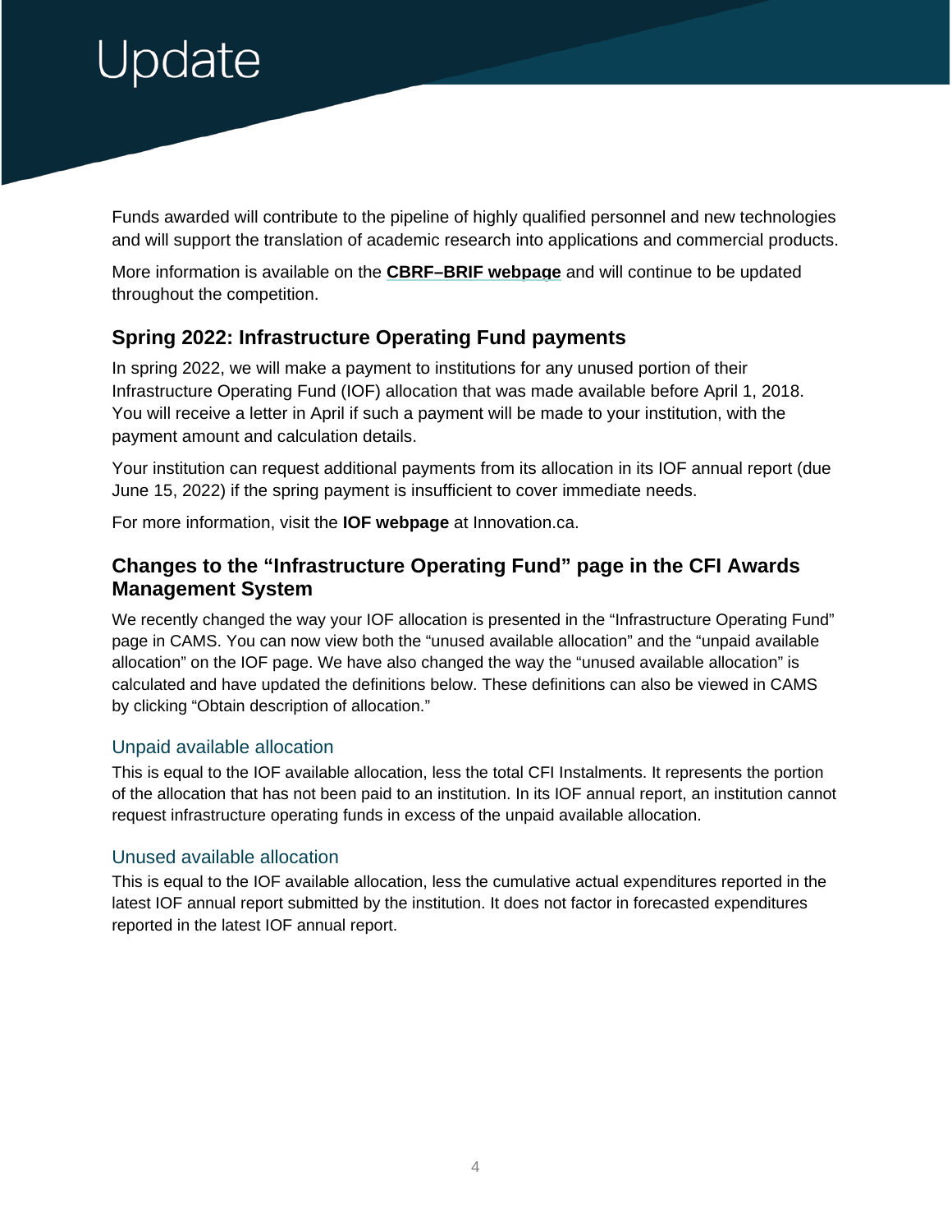# Update

Funds awarded will contribute to the pipeline of highly qualified personnel and new technologies and will support the translation of academic research into applications and commercial products.

More information is available on the **CBRF–BRIF webpage** and will continue to be updated throughout the competition.

## Spring 2022: Infrastructure Operating Fund payments

In spring 2022, we will make a payment to institutions for any unused portion of their Infrastructure Operating Fund (IOF) allocation that was made available before April 1, 2018. You will receive a letter in April if such a payment will be made to your institution, with the payment amount and calculation details.

Your institution can request additional payments from its allocation in its IOF annual report (due June 15, 2022) if the spring payment is insufficient to cover immediate needs.

For more information, visit the **IOF webpage** at Innovation.ca.

## Changes to the "Infrastructure Operating Fund" page in the CFI Awards Management System

We recently changed the way your IOF allocation is presented in the "Infrastructure Operating Fund" page in CAMS. You can now view both the "unused available allocation" and the "unpaid available allocation" on the IOF page. We have also changed the way the "unused available allocation" is calculated and have updated the definitions below. These definitions can also be viewed in CAMS by clicking "Obtain description of allocation."

### Unpaid available allocation

This is equal to the IOF available allocation, less the total CFI Instalments. It represents the portion of the allocation that has not been paid to an institution. In its IOF annual report, an institution cannot request infrastructure operating funds in excess of the unpaid available allocation.

### Unused available allocation

This is equal to the IOF available allocation, less the cumulative actual expenditures reported in the latest IOF annual report submitted by the institution. It does not factor in forecasted expenditures reported in the latest IOF annual report.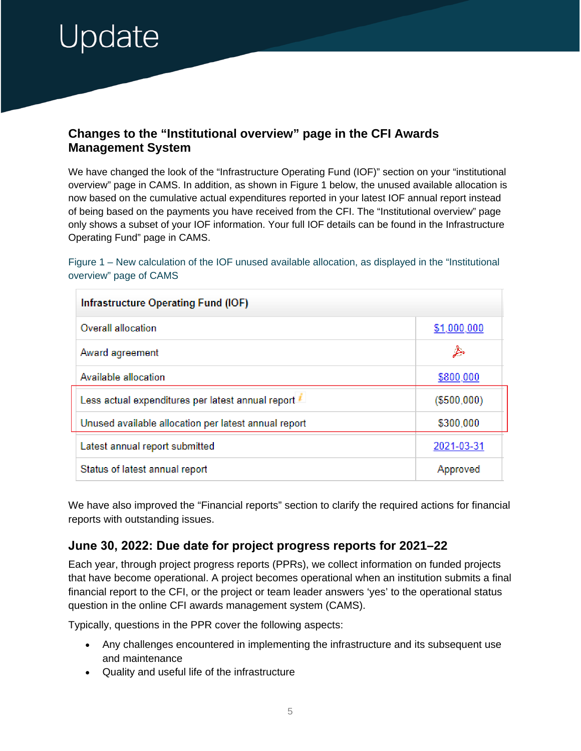# Update

## Changes to the "Institutional overview" page in the CFI Awards Management System

We have changed the look of the "Infrastructure Operating Fund (IOF)" section on your "institutional overview" page in CAMS. In addition, as shown in Figure 1 below, the unused available allocation is now based on the cumulative actual expenditures reported in your latest IOF annual report instead of being based on the payments you have received from the CFI. The "Institutional overview" page only shows a subset of your IOF information. Your full IOF details can be found in the Infrastructure Operating Fund" page in CAMS.

Figure 1 – New calculation of the IOF unused available allocation, as displayed in the "Institutional overview" page of CAMS

| Infrastructure Operating Fund (IOF) | |
|---|---|
| Overall allocation | $1,000,000 |
| Award agreement | |
| Available allocation | $800,000 |
| Less actual expenditures per latest annual report | ($500,000) |
| Unused available allocation per latest annual report | $300,000 |
| Latest annual report submitted | 2021-03-31 |
| Status of latest annual report | Approved |

We have also improved the "Financial reports" section to clarify the required actions for financial reports with outstanding issues.

## June 30, 2022: Due date for project progress reports for 2021–22

Each year, through project progress reports (PPRs), we collect information on funded projects that have become operational. A project becomes operational when an institution submits a final financial report to the CFI, or the project or team leader answers 'yes' to the operational status question in the online CFI awards management system (CAMS).

Typically, questions in the PPR cover the following aspects:

- Any challenges encountered in implementing the infrastructure and its subsequent use and maintenance
- Quality and useful life of the infrastructure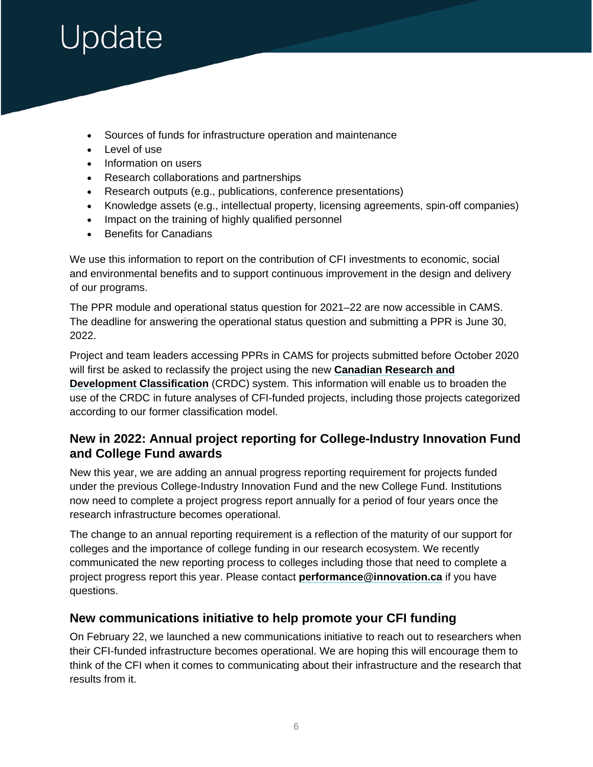- Sources of funds for infrastructure operation and maintenance
- Level of use
- Information on users
- Research collaborations and partnerships
- Research outputs (e.g., publications, conference presentations)
- Knowledge assets (e.g., intellectual property, licensing agreements, spin-off companies)
- Impact on the training of highly qualified personnel
- Benefits for Canadians

We use this information to report on the contribution of CFI investments to economic, social and environmental benefits and to support continuous improvement in the design and delivery of our programs.

The PPR module and operational status question for 2021–22 are now accessible in CAMS. The deadline for answering the operational status question and submitting a PPR is June 30, 2022.

Project and team leaders accessing PPRs in CAMS for projects submitted before October 2020 will first be asked to reclassify the project using the new **Canadian Research and Development Classification** (CRDC) system. This information will enable us to broaden the use of the CRDC in future analyses of CFI-funded projects, including those projects categorized according to our former classification model.

## New in 2022: Annual project reporting for College-Industry Innovation Fund and College Fund awards

New this year, we are adding an annual progress reporting requirement for projects funded under the previous College-Industry Innovation Fund and the new College Fund. Institutions now need to complete a project progress report annually for a period of four years once the research infrastructure becomes operational.

The change to an annual reporting requirement is a reflection of the maturity of our support for colleges and the importance of college funding in our research ecosystem. We recently communicated the new reporting process to colleges including those that need to complete a project progress report this year. Please contact **performance@innovation.ca** if you have questions.

## New communications initiative to help promote your CFI funding

On February 22, we launched a new communications initiative to reach out to researchers when their CFI-funded infrastructure becomes operational. We are hoping this will encourage them to think of the CFI when it comes to communicating about their infrastructure and the research that results from it.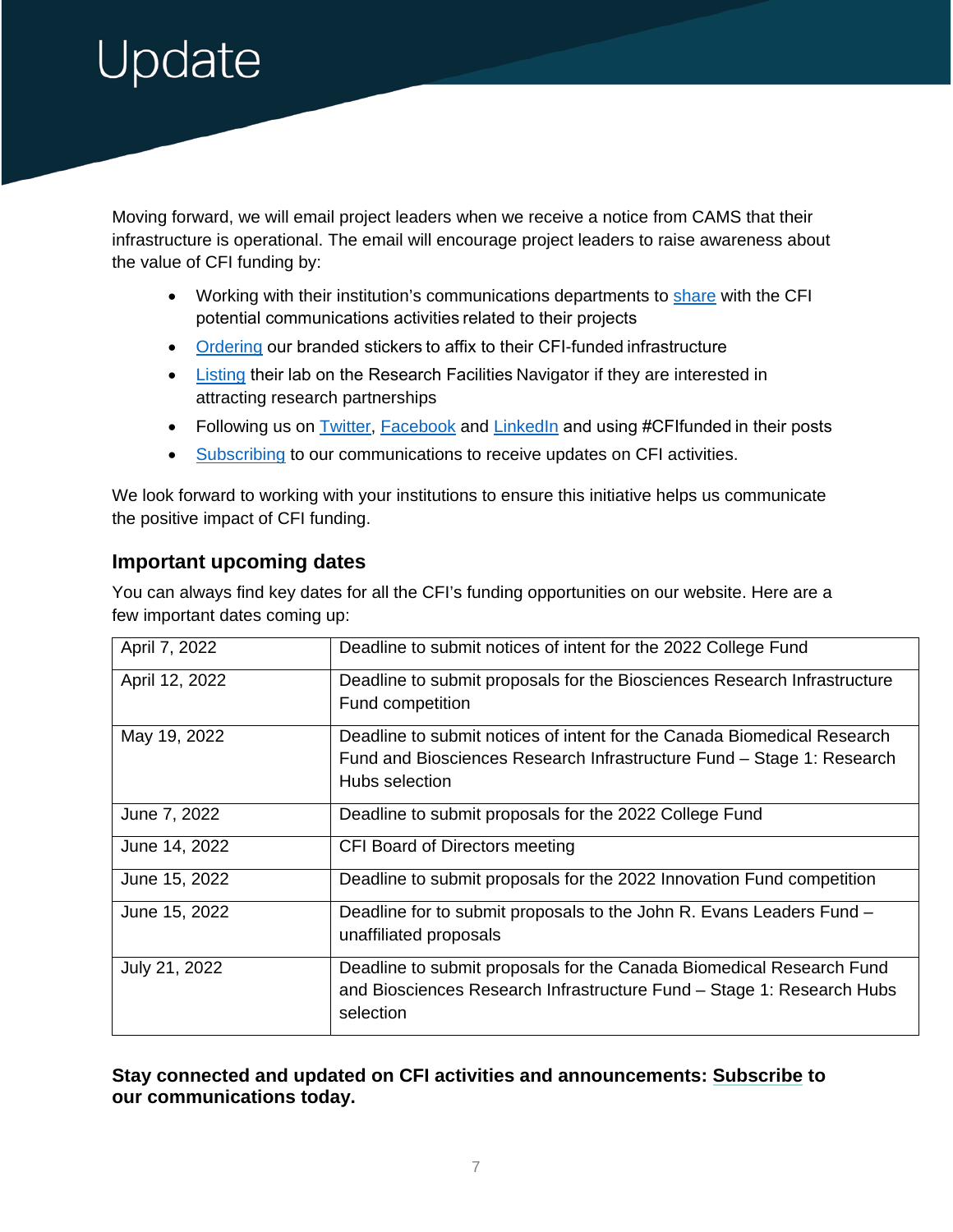# Update

Moving forward, we will email project leaders when we receive a notice from CAMS that their infrastructure is operational. The email will encourage project leaders to raise awareness about the value of CFI funding by:

- Working with their institution's communications departments to share with the CFI potential communications activities related to their projects
- Ordering our branded stickers to affix to their CFI-funded infrastructure
- Listing their lab on the Research Facilities Navigator if they are interested in attracting research partnerships
- Following us on Twitter, Facebook and LinkedIn and using #CFIfunded in their posts
- Subscribing to our communications to receive updates on CFI activities.

We look forward to working with your institutions to ensure this initiative helps us communicate the positive impact of CFI funding.

### Important upcoming dates

You can always find key dates for all the CFI's funding opportunities on our website. Here are a few important dates coming up:

| | |
|---|---|
| April 7, 2022 | Deadline to submit notices of intent for the 2022 College Fund |
| April 12, 2022 | Deadline to submit proposals for the Biosciences Research Infrastructure Fund competition |
| May 19, 2022 | Deadline to submit notices of intent for the Canada Biomedical Research Fund and Biosciences Research Infrastructure Fund – Stage 1: Research Hubs selection |
| June 7, 2022 | Deadline to submit proposals for the 2022 College Fund |
| June 14, 2022 | CFI Board of Directors meeting |
| June 15, 2022 | Deadline to submit proposals for the 2022 Innovation Fund competition |
| June 15, 2022 | Deadline for to submit proposals to the John R. Evans Leaders Fund – unaffiliated proposals |
| July 21, 2022 | Deadline to submit proposals for the Canada Biomedical Research Fund and Biosciences Research Infrastructure Fund – Stage 1: Research Hubs selection |

**Stay connected and updated on CFI activities and announcements: Subscribe to our communications today.**